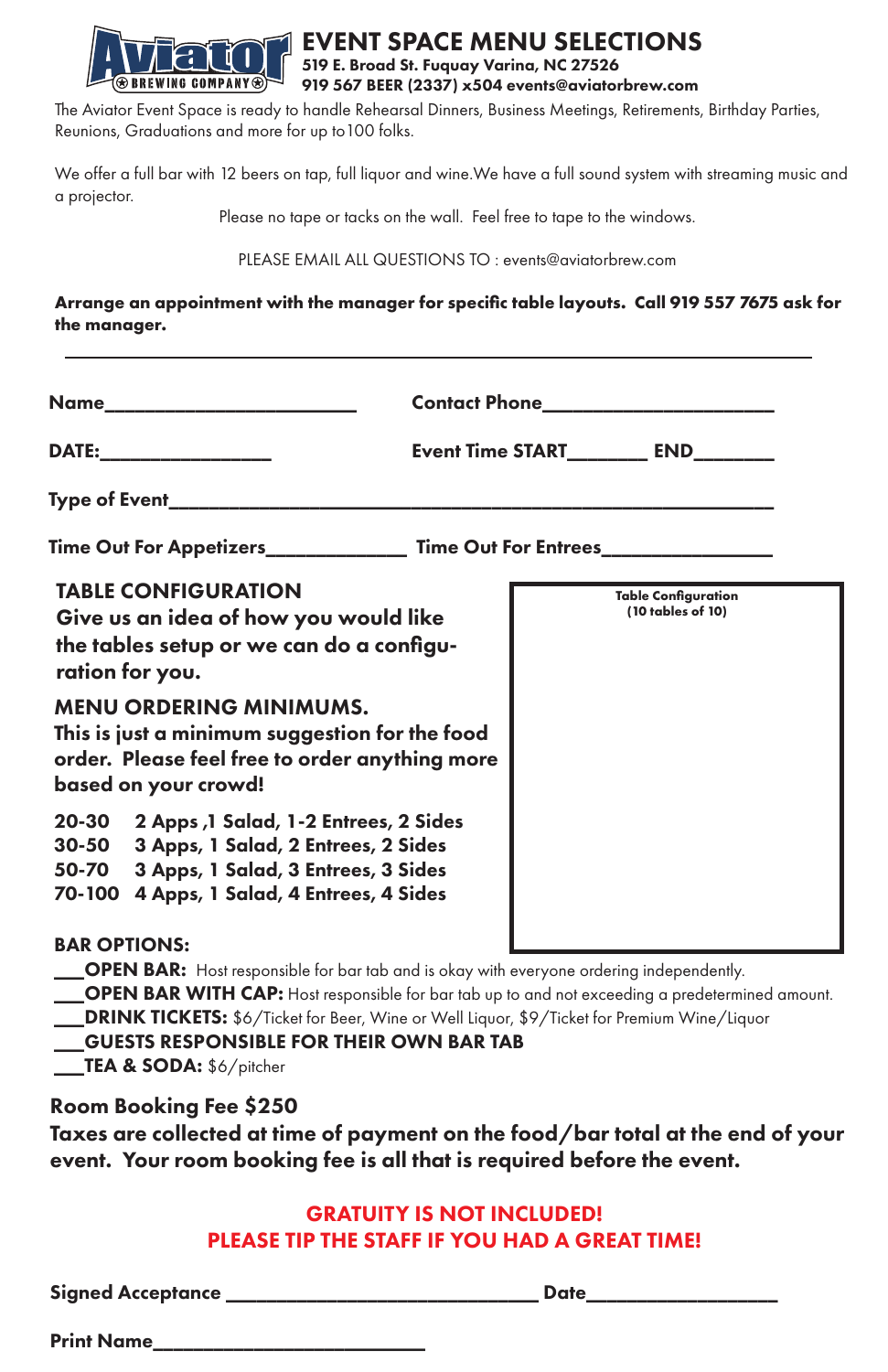# EVENT SPACE MENU SELECTIONS

**519 E. Broad St. Fuquay Varina, NC 27526**
**919 567 BEER (2337) x504 events@aviatorbrew.com**

The Aviator Event Space is ready to handle Rehearsal Dinners, Business Meetings, Retirements, Birthday Parties, Reunions, Graduations and more for up to100 folks.

We offer a full bar with 12 beers on tap, full liquor and wine.We have a full sound system with streaming music and a projector.

Please no tape or tacks on the wall. Feel free to tape to the windows.

PLEASE EMAIL ALL QUESTIONS TO : events@aviatorbrew.com

**Arrange an appointment with the manager for specific table layouts. Call 919 557 7675 ask for the manager.**

---

**Name**________________________ **Contact Phone**______________________

**DATE:**________________ **Event Time START**_______ **END**_______

**Type of Event**___________________________________________________________

**Time Out For Appetizers**_____________ **Time Out For Entrees**_______________

## TABLE CONFIGURATION

**Give us an idea of how you would like the tables setup or we can do a configuration for you.**

**Table Configuration (10 tables of 10)**

## MENU ORDERING MINIMUMS.

**This is just a minimum suggestion for the food order. Please feel free to order anything more based on your crowd!**

| | |
|---|---|
| **20-30** | **2 Apps ,1 Salad, 1-2 Entrees, 2 Sides** |
| **30-50** | **3 Apps, 1 Salad, 2 Entrees, 2 Sides** |
| **50-70** | **3 Apps, 1 Salad, 3 Entrees, 3 Sides** |
| **70-100** | **4 Apps, 1 Salad, 4 Entrees, 4 Sides** |

## BAR OPTIONS:

___**OPEN BAR:** Host responsible for bar tab and is okay with everyone ordering independently.
___**OPEN BAR WITH CAP:** Host responsible for bar tab up to and not exceeding a predetermined amount.
___**DRINK TICKETS:** $6/Ticket for Beer, Wine or Well Liquor, $9/Ticket for Premium Wine/Liquor
___**GUESTS RESPONSIBLE FOR THEIR OWN BAR TAB**
___**TEA & SODA:** $6/pitcher

**Room Booking Fee $250**

**Taxes are collected at time of payment on the food/bar total at the end of your event. Your room booking fee is all that is required before the event.**

**GRATUITY IS NOT INCLUDED!**
**PLEASE TIP THE STAFF IF YOU HAD A GREAT TIME!**

**Signed Acceptance** _____________________________ **Date**_________________

**Print Name**_________________________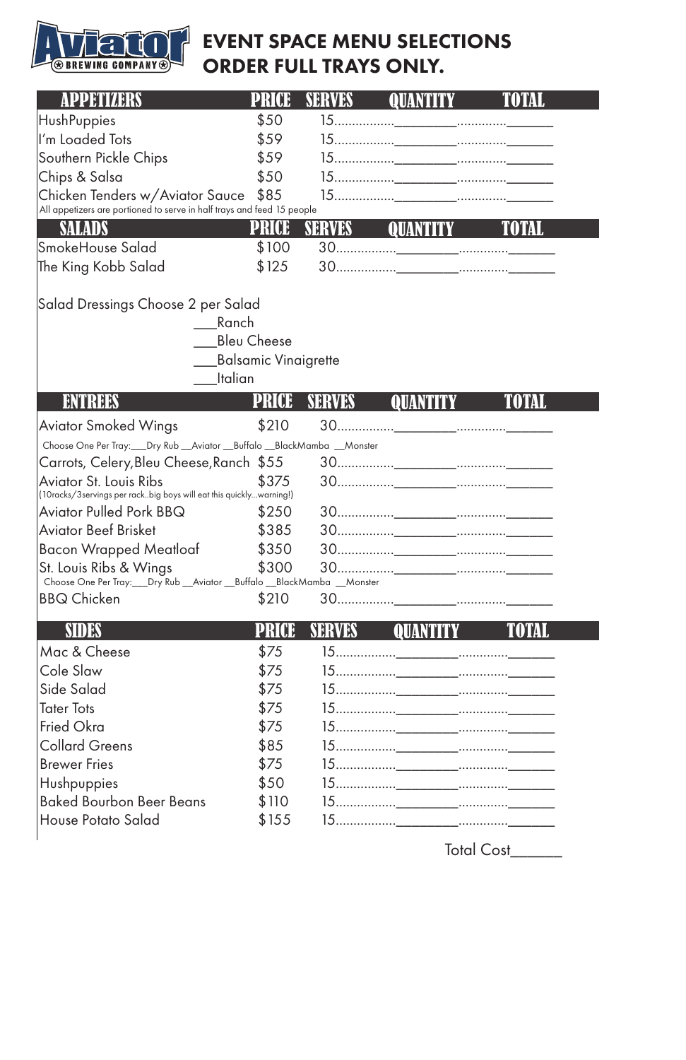# Aviator Brewing Company

## EVENT SPACE MENU SELECTIONS ORDER FULL TRAYS ONLY.

| APPETIZERS | PRICE | SERVES | QUANTITY | TOTAL |
|---|---|---|---|---|
| HushPuppies | $50 | 15 | | |
| I'm Loaded Tots | $59 | 15 | | |
| Southern Pickle Chips | $59 | 15 | | |
| Chips & Salsa | $50 | 15 | | |
| Chicken Tenders w/Aviator Sauce | $85 | 15 | | |

All appetizers are portioned to serve in half trays and feed 15 people

| SALADS | PRICE | SERVES | QUANTITY | TOTAL |
|---|---|---|---|---|
| SmokeHouse Salad | $100 | 30 | | |
| The King Kobb Salad | $125 | 30 | | |

Salad Dressings Choose 2 per Salad

___Ranch
___Bleu Cheese
___Balsamic Vinaigrette
___Italian

| ENTREES | PRICE | SERVES | QUANTITY | TOTAL |
|---|---|---|---|---|
| Aviator Smoked Wings | $210 | 30 | | |
| Choose One Per Tray:___Dry Rub __Aviator __Buffalo __BlackMamba __Monster | | | | |
| Carrots, Celery,Bleu Cheese,Ranch | $55 | 30 | | |
| Aviator St. Louis Ribs (10racks/3servings per rack..big boys will eat this quickly...warning!) | $375 | 30 | | |
| Aviator Pulled Pork BBQ | $250 | 30 | | |
| Aviator Beef Brisket | $385 | 30 | | |
| Bacon Wrapped Meatloaf | $350 | 30 | | |
| St. Louis Ribs & Wings | $300 | 30 | | |
| Choose One Per Tray:___Dry Rub __Aviator __Buffalo __BlackMamba __Monster | | | | |
| BBQ Chicken | $210 | 30 | | |

| SIDES | PRICE | SERVES | QUANTITY | TOTAL |
|---|---|---|---|---|
| Mac & Cheese | $75 | 15 | | |
| Cole Slaw | $75 | 15 | | |
| Side Salad | $75 | 15 | | |
| Tater Tots | $75 | 15 | | |
| Fried Okra | $75 | 15 | | |
| Collard Greens | $85 | 15 | | |
| Brewer Fries | $75 | 15 | | |
| Hushpuppies | $50 | 15 | | |
| Baked Bourbon Beer Beans | $110 | 15 | | |
| House Potato Salad | $155 | 15 | | |

Total Cost______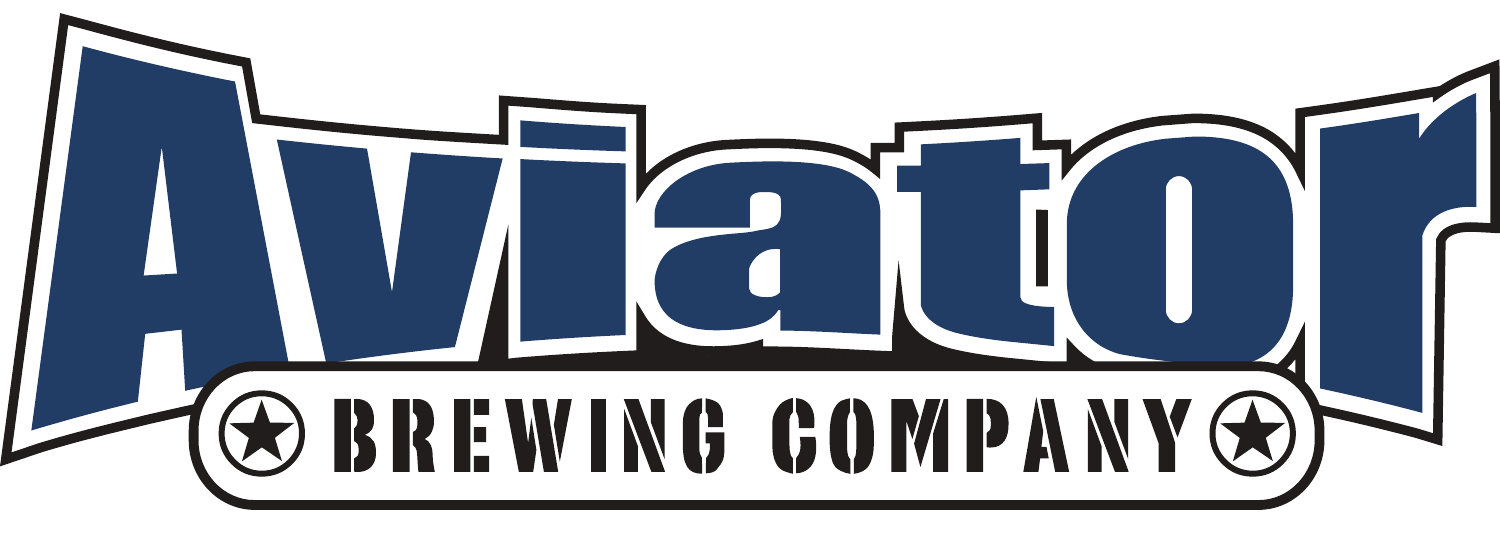# Aviator

BREWING COMPANY